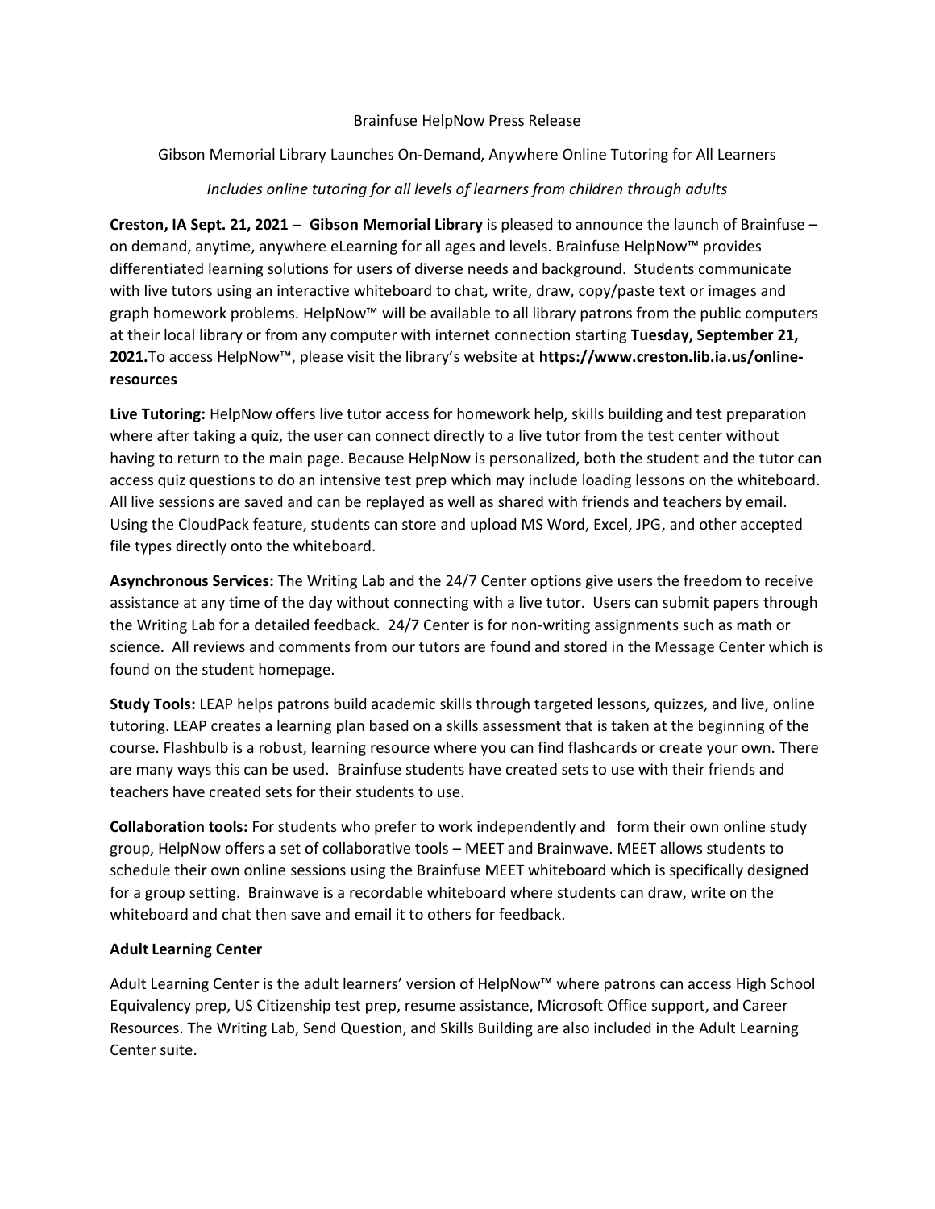Brainfuse HelpNow Press Release

Gibson Memorial Library Launches On-Demand, Anywhere Online Tutoring for All Learners

*Includes online tutoring for all levels of learners from children through adults*

**Creston, IA Sept. 21, 2021 – Gibson Memorial Library** is pleased to announce the launch of Brainfuse – on demand, anytime, anywhere eLearning for all ages and levels. Brainfuse HelpNow™ provides differentiated learning solutions for users of diverse needs and background. Students communicate with live tutors using an interactive whiteboard to chat, write, draw, copy/paste text or images and graph homework problems. HelpNow™ will be available to all library patrons from the public computers at their local library or from any computer with internet connection starting **Tuesday, September 21, 2021.** To access HelpNow™, please visit the library's website at **https://www.creston.lib.ia.us/online-resources**

**Live Tutoring:** HelpNow offers live tutor access for homework help, skills building and test preparation where after taking a quiz, the user can connect directly to a live tutor from the test center without having to return to the main page. Because HelpNow is personalized, both the student and the tutor can access quiz questions to do an intensive test prep which may include loading lessons on the whiteboard. All live sessions are saved and can be replayed as well as shared with friends and teachers by email. Using the CloudPack feature, students can store and upload MS Word, Excel, JPG, and other accepted file types directly onto the whiteboard.

**Asynchronous Services:** The Writing Lab and the 24/7 Center options give users the freedom to receive assistance at any time of the day without connecting with a live tutor. Users can submit papers through the Writing Lab for a detailed feedback. 24/7 Center is for non-writing assignments such as math or science. All reviews and comments from our tutors are found and stored in the Message Center which is found on the student homepage.

**Study Tools:** LEAP helps patrons build academic skills through targeted lessons, quizzes, and live, online tutoring. LEAP creates a learning plan based on a skills assessment that is taken at the beginning of the course. Flashbulb is a robust, learning resource where you can find flashcards or create your own. There are many ways this can be used. Brainfuse students have created sets to use with their friends and teachers have created sets for their students to use.

**Collaboration tools:** For students who prefer to work independently and form their own online study group, HelpNow offers a set of collaborative tools – MEET and Brainwave. MEET allows students to schedule their own online sessions using the Brainfuse MEET whiteboard which is specifically designed for a group setting. Brainwave is a recordable whiteboard where students can draw, write on the whiteboard and chat then save and email it to others for feedback.

**Adult Learning Center**

Adult Learning Center is the adult learners' version of HelpNow™ where patrons can access High School Equivalency prep, US Citizenship test prep, resume assistance, Microsoft Office support, and Career Resources. The Writing Lab, Send Question, and Skills Building are also included in the Adult Learning Center suite.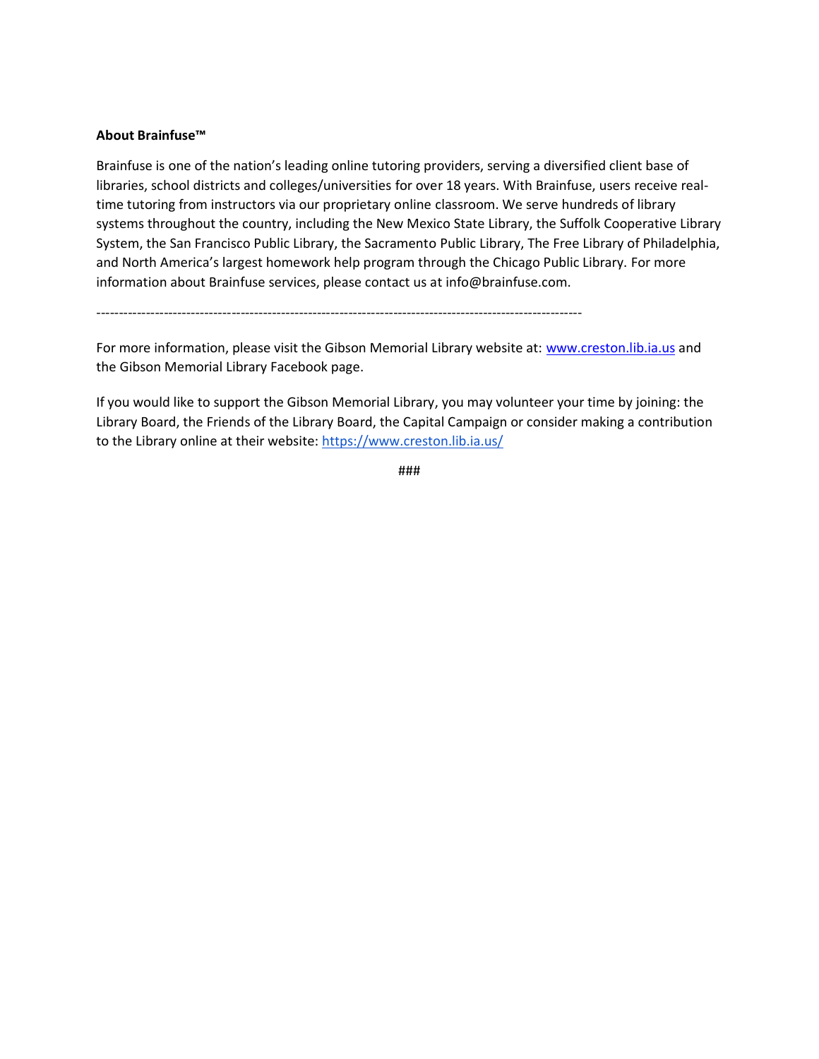**About Brainfuse™**

Brainfuse is one of the nation's leading online tutoring providers, serving a diversified client base of libraries, school districts and colleges/universities for over 18 years. With Brainfuse, users receive real-time tutoring from instructors via our proprietary online classroom. We serve hundreds of library systems throughout the country, including the New Mexico State Library, the Suffolk Cooperative Library System, the San Francisco Public Library, the Sacramento Public Library, The Free Library of Philadelphia, and North America's largest homework help program through the Chicago Public Library. For more information about Brainfuse services, please contact us at info@brainfuse.com.

----------------------------------------------------------------------------------------------------------

For more information, please visit the Gibson Memorial Library website at: [www.creston.lib.ia.us](http://www.creston.lib.ia.us) and the Gibson Memorial Library Facebook page.

If you would like to support the Gibson Memorial Library, you may volunteer your time by joining: the Library Board, the Friends of the Library Board, the Capital Campaign or consider making a contribution to the Library online at their website: [https://www.creston.lib.ia.us/](https://www.creston.lib.ia.us/)

###